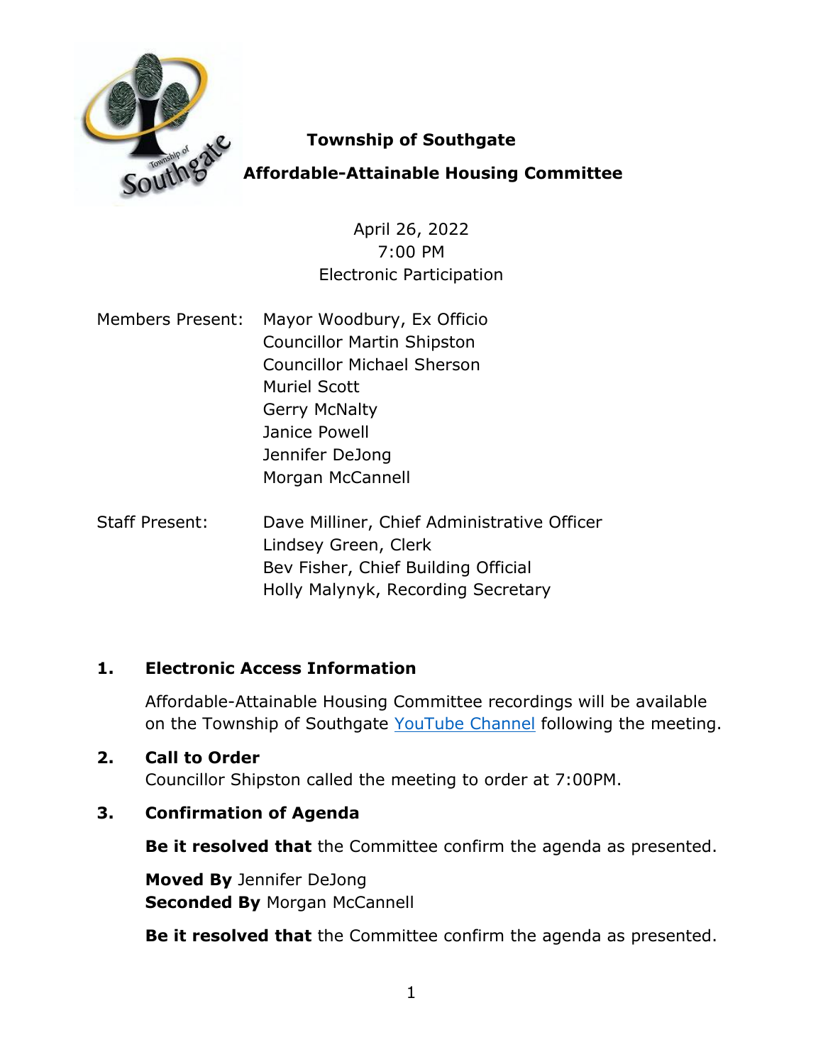# Township of Southgate

## Affordable-Attainable Housing Committee

April 26, 2022
7:00 PM
Electronic Participation

Members Present: Mayor Woodbury, Ex Officio
Councillor Martin Shipston
Councillor Michael Sherson
Muriel Scott
Gerry McNalty
Janice Powell
Jennifer DeJong
Morgan McCannell

Staff Present: Dave Milliner, Chief Administrative Officer
Lindsey Green, Clerk
Bev Fisher, Chief Building Official
Holly Malynyk, Recording Secretary

## 1. Electronic Access Information

Affordable-Attainable Housing Committee recordings will be available on the Township of Southgate YouTube Channel following the meeting.

## 2. Call to Order

Councillor Shipston called the meeting to order at 7:00PM.

## 3. Confirmation of Agenda

**Be it resolved that** the Committee confirm the agenda as presented.

**Moved By** Jennifer DeJong
**Seconded By** Morgan McCannell

**Be it resolved that** the Committee confirm the agenda as presented.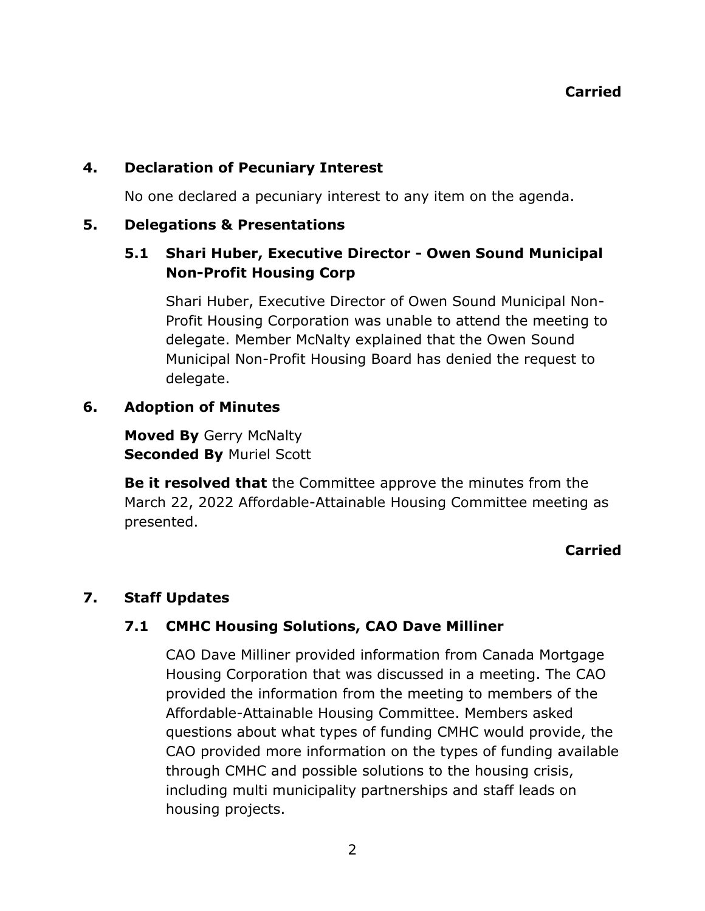**Carried**

## 4. Declaration of Pecuniary Interest

No one declared a pecuniary interest to any item on the agenda.

## 5. Delegations & Presentations

### 5.1 Shari Huber, Executive Director - Owen Sound Municipal Non-Profit Housing Corp

Shari Huber, Executive Director of Owen Sound Municipal Non-Profit Housing Corporation was unable to attend the meeting to delegate. Member McNalty explained that the Owen Sound Municipal Non-Profit Housing Board has denied the request to delegate.

## 6. Adoption of Minutes

**Moved By** Gerry McNalty
**Seconded By** Muriel Scott

**Be it resolved that** the Committee approve the minutes from the March 22, 2022 Affordable-Attainable Housing Committee meeting as presented.

**Carried**

## 7. Staff Updates

### 7.1 CMHC Housing Solutions, CAO Dave Milliner

CAO Dave Milliner provided information from Canada Mortgage Housing Corporation that was discussed in a meeting. The CAO provided the information from the meeting to members of the Affordable-Attainable Housing Committee. Members asked questions about what types of funding CMHC would provide, the CAO provided more information on the types of funding available through CMHC and possible solutions to the housing crisis, including multi municipality partnerships and staff leads on housing projects.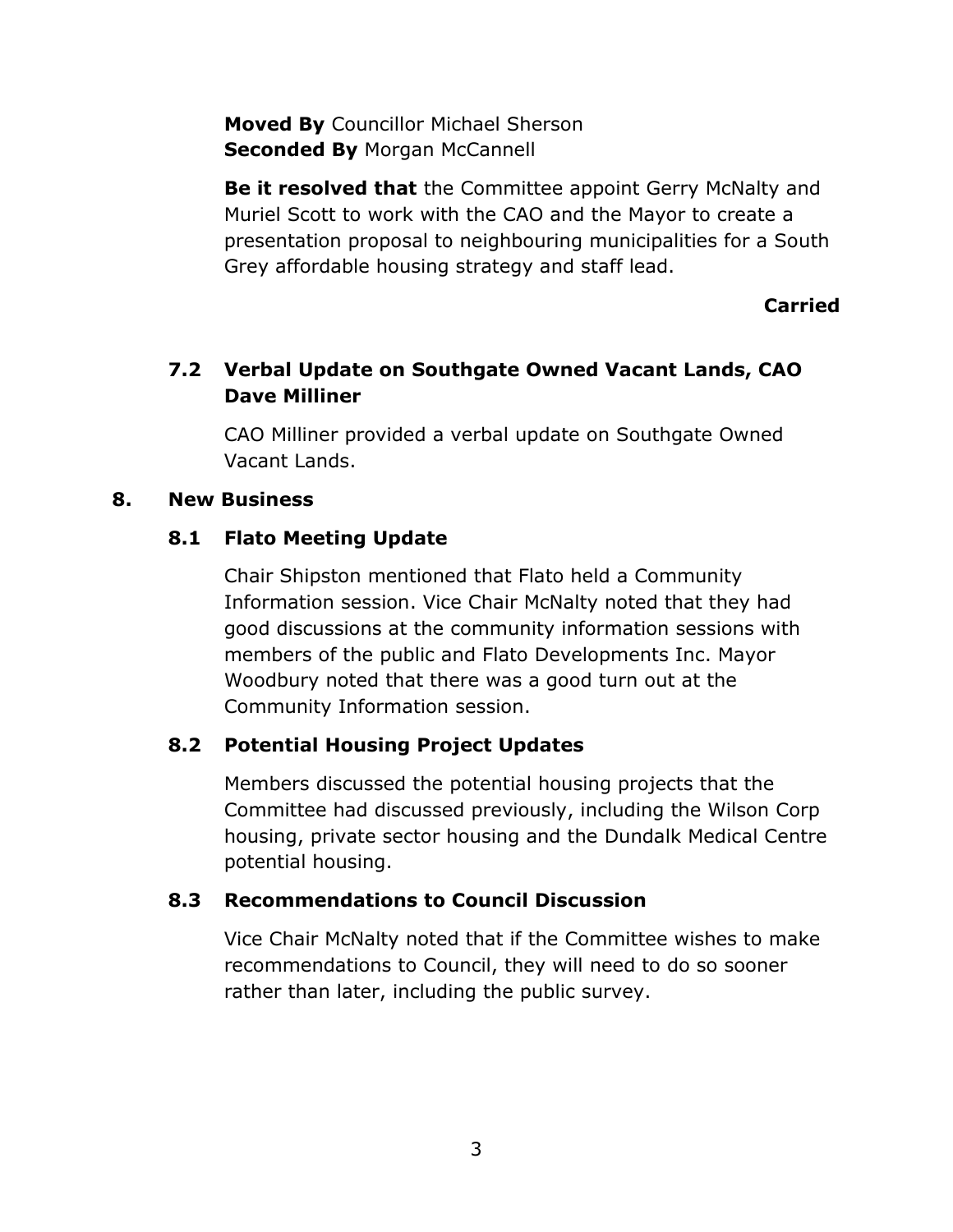**Moved By** Councillor Michael Sherson
**Seconded By** Morgan McCannell

**Be it resolved that** the Committee appoint Gerry McNalty and Muriel Scott to work with the CAO and the Mayor to create a presentation proposal to neighbouring municipalities for a South Grey affordable housing strategy and staff lead.

**Carried**

### 7.2 Verbal Update on Southgate Owned Vacant Lands, CAO Dave Milliner

CAO Milliner provided a verbal update on Southgate Owned Vacant Lands.

## 8. New Business

### 8.1 Flato Meeting Update

Chair Shipston mentioned that Flato held a Community Information session. Vice Chair McNalty noted that they had good discussions at the community information sessions with members of the public and Flato Developments Inc. Mayor Woodbury noted that there was a good turn out at the Community Information session.

### 8.2 Potential Housing Project Updates

Members discussed the potential housing projects that the Committee had discussed previously, including the Wilson Corp housing, private sector housing and the Dundalk Medical Centre potential housing.

### 8.3 Recommendations to Council Discussion

Vice Chair McNalty noted that if the Committee wishes to make recommendations to Council, they will need to do so sooner rather than later, including the public survey.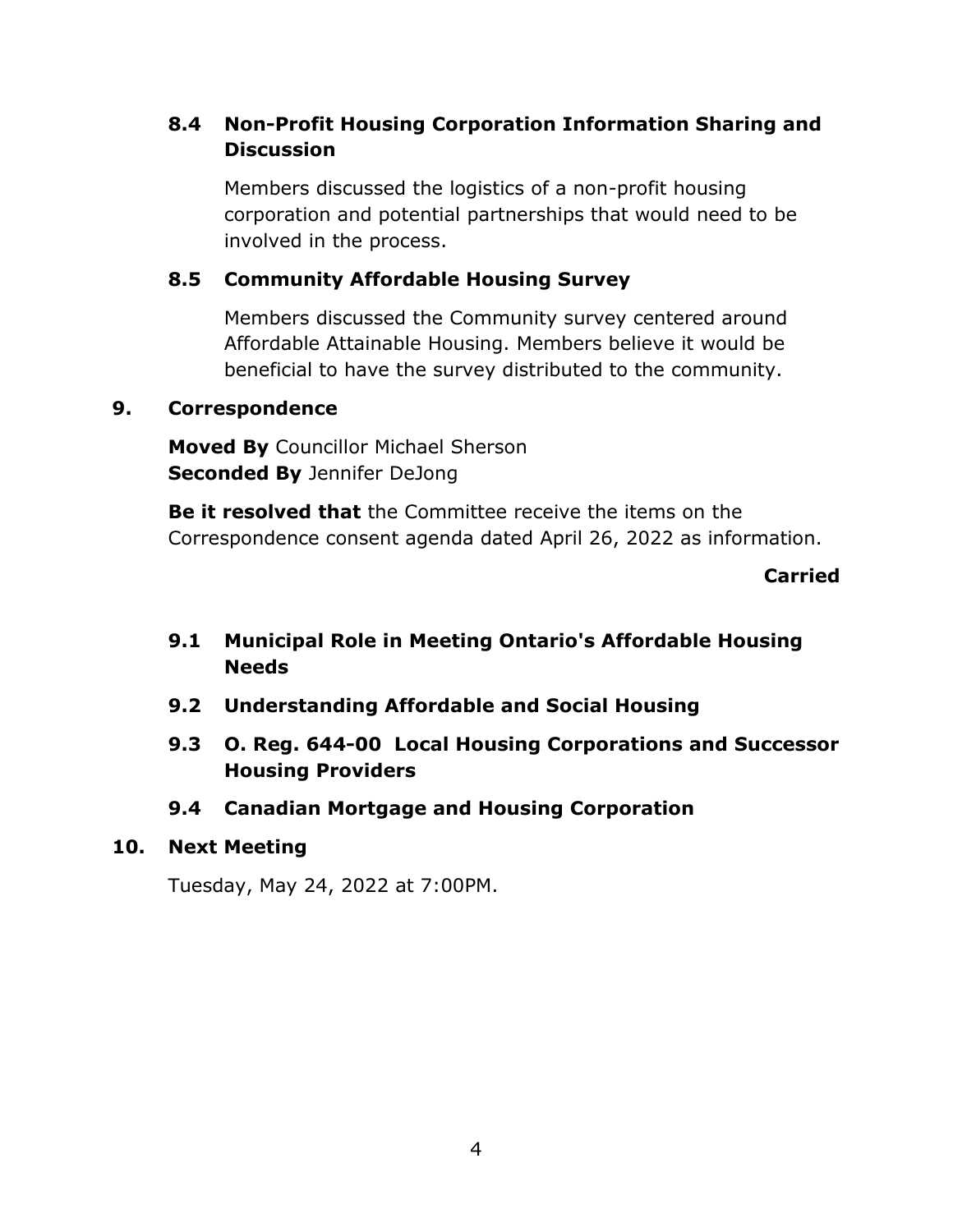### 8.4 Non-Profit Housing Corporation Information Sharing and Discussion

Members discussed the logistics of a non-profit housing corporation and potential partnerships that would need to be involved in the process.

### 8.5 Community Affordable Housing Survey

Members discussed the Community survey centered around Affordable Attainable Housing. Members believe it would be beneficial to have the survey distributed to the community.

## 9. Correspondence

**Moved By** Councillor Michael Sherson
**Seconded By** Jennifer DeJong

**Be it resolved that** the Committee receive the items on the Correspondence consent agenda dated April 26, 2022 as information.

**Carried**

### 9.1 Municipal Role in Meeting Ontario's Affordable Housing Needs

### 9.2 Understanding Affordable and Social Housing

### 9.3 O. Reg. 644-00 Local Housing Corporations and Successor Housing Providers

### 9.4 Canadian Mortgage and Housing Corporation

## 10. Next Meeting

Tuesday, May 24, 2022 at 7:00PM.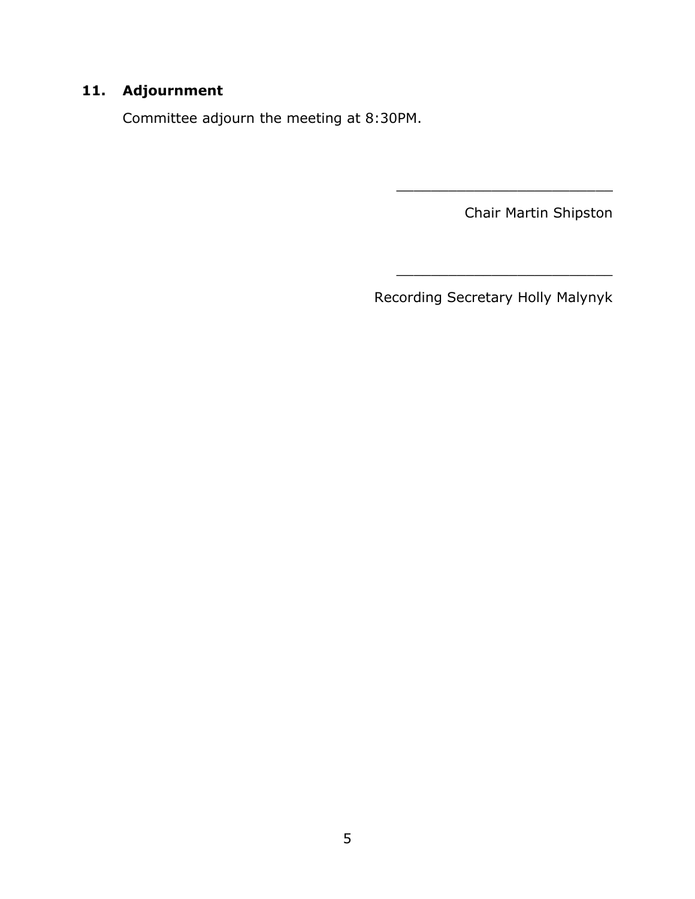## 11. Adjournment

Committee adjourn the meeting at 8:30PM.

\_\_\_\_\_\_\_\_\_\_\_\_\_\_\_\_\_\_\_\_\_\_\_\_\_

Chair Martin Shipston

\_\_\_\_\_\_\_\_\_\_\_\_\_\_\_\_\_\_\_\_\_\_\_\_\_

Recording Secretary Holly Malynyk